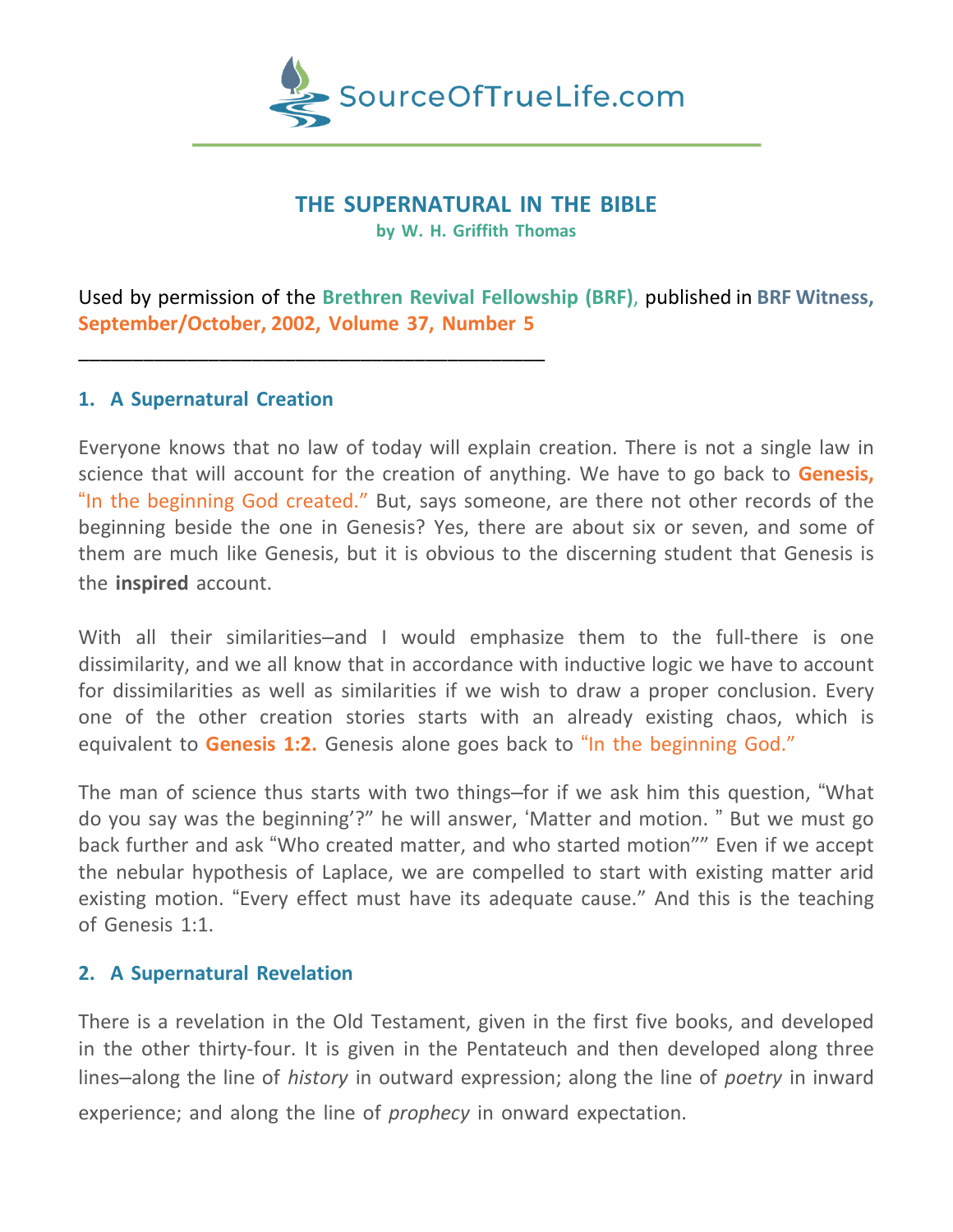# THE SUPERNATURAL IN THE BIBLE

**by W. H. Griffith Thomas**

Used by permission of the **Brethren Revival Fellowship (BRF)**, published in **BRF Witness, September/October, 2002, Volume 37, Number 5**

---

### 1. A Supernatural Creation

Everyone knows that no law of today will explain creation. There is not a single law in science that will account for the creation of anything. We have to go back to **Genesis,** "In the beginning God created." But, says someone, are there not other records of the beginning beside the one in Genesis? Yes, there are about six or seven, and some of them are much like Genesis, but it is obvious to the discerning student that Genesis is the **inspired** account.

With all their similarities–and I would emphasize them to the full-there is one dissimilarity, and we all know that in accordance with inductive logic we have to account for dissimilarities as well as similarities if we wish to draw a proper conclusion. Every one of the other creation stories starts with an already existing chaos, which is equivalent to **Genesis 1:2.** Genesis alone goes back to "In the beginning God."

The man of science thus starts with two things–for if we ask him this question, "What do you say was the beginning'?" he will answer, 'Matter and motion. " But we must go back further and ask "Who created matter, and who started motion"" Even if we accept the nebular hypothesis of Laplace, we are compelled to start with existing matter arid existing motion. "Every effect must have its adequate cause." And this is the teaching of Genesis 1:1.

### 2. A Supernatural Revelation

There is a revelation in the Old Testament, given in the first five books, and developed in the other thirty-four. It is given in the Pentateuch and then developed along three lines–along the line of *history* in outward expression; along the line of *poetry* in inward experience; and along the line of *prophecy* in onward expectation.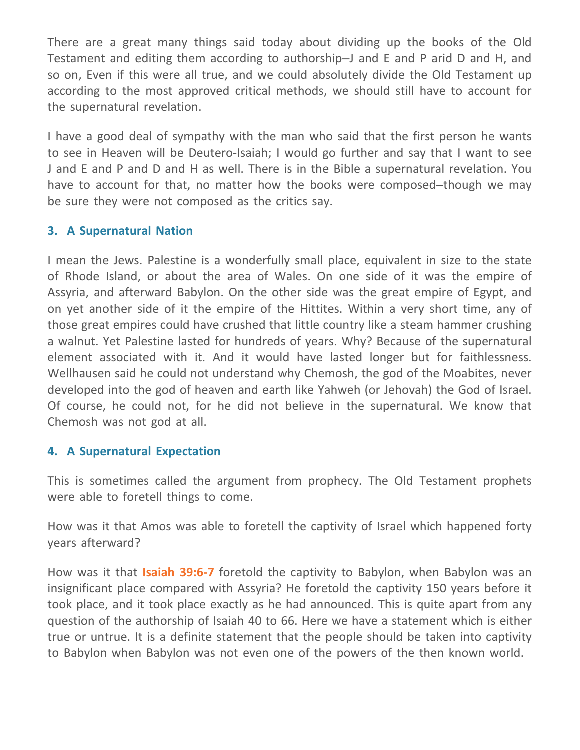There are a great many things said today about dividing up the books of the Old Testament and editing them according to authorship–J and E and P arid D and H, and so on, Even if this were all true, and we could absolutely divide the Old Testament up according to the most approved critical methods, we should still have to account for the supernatural revelation.

I have a good deal of sympathy with the man who said that the first person he wants to see in Heaven will be Deutero-Isaiah; I would go further and say that I want to see J and E and P and D and H as well. There is in the Bible a supernatural revelation. You have to account for that, no matter how the books were composed–though we may be sure they were not composed as the critics say.

### 3. A Supernatural Nation

I mean the Jews. Palestine is a wonderfully small place, equivalent in size to the state of Rhode Island, or about the area of Wales. On one side of it was the empire of Assyria, and afterward Babylon. On the other side was the great empire of Egypt, and on yet another side of it the empire of the Hittites. Within a very short time, any of those great empires could have crushed that little country like a steam hammer crushing a walnut. Yet Palestine lasted for hundreds of years. Why? Because of the supernatural element associated with it. And it would have lasted longer but for faithlessness. Wellhausen said he could not understand why Chemosh, the god of the Moabites, never developed into the god of heaven and earth like Yahweh (or Jehovah) the God of Israel. Of course, he could not, for he did not believe in the supernatural. We know that Chemosh was not god at all.

### 4. A Supernatural Expectation

This is sometimes called the argument from prophecy. The Old Testament prophets were able to foretell things to come.

How was it that Amos was able to foretell the captivity of Israel which happened forty years afterward?

How was it that **Isaiah 39:6-7** foretold the captivity to Babylon, when Babylon was an insignificant place compared with Assyria? He foretold the captivity 150 years before it took place, and it took place exactly as he had announced. This is quite apart from any question of the authorship of Isaiah 40 to 66. Here we have a statement which is either true or untrue. It is a definite statement that the people should be taken into captivity to Babylon when Babylon was not even one of the powers of the then known world.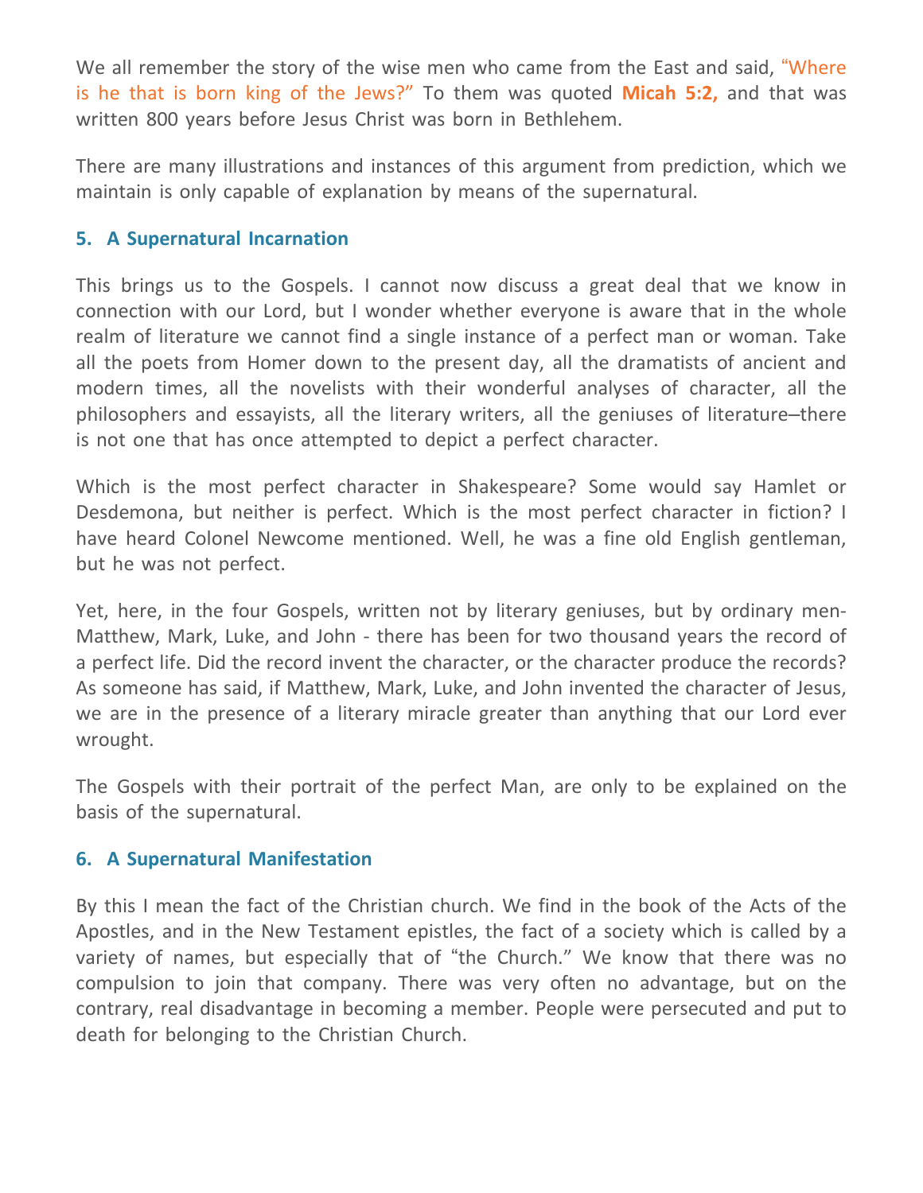We all remember the story of the wise men who came from the East and said, "Where is he that is born king of the Jews?" To them was quoted **Micah 5:2,** and that was written 800 years before Jesus Christ was born in Bethlehem.

There are many illustrations and instances of this argument from prediction, which we maintain is only capable of explanation by means of the supernatural.

### 5. A Supernatural Incarnation

This brings us to the Gospels. I cannot now discuss a great deal that we know in connection with our Lord, but I wonder whether everyone is aware that in the whole realm of literature we cannot find a single instance of a perfect man or woman. Take all the poets from Homer down to the present day, all the dramatists of ancient and modern times, all the novelists with their wonderful analyses of character, all the philosophers and essayists, all the literary writers, all the geniuses of literature—there is not one that has once attempted to depict a perfect character.

Which is the most perfect character in Shakespeare? Some would say Hamlet or Desdemona, but neither is perfect. Which is the most perfect character in fiction? I have heard Colonel Newcome mentioned. Well, he was a fine old English gentleman, but he was not perfect.

Yet, here, in the four Gospels, written not by literary geniuses, but by ordinary men- Matthew, Mark, Luke, and John - there has been for two thousand years the record of a perfect life. Did the record invent the character, or the character produce the records? As someone has said, if Matthew, Mark, Luke, and John invented the character of Jesus, we are in the presence of a literary miracle greater than anything that our Lord ever wrought.

The Gospels with their portrait of the perfect Man, are only to be explained on the basis of the supernatural.

### 6. A Supernatural Manifestation

By this I mean the fact of the Christian church. We find in the book of the Acts of the Apostles, and in the New Testament epistles, the fact of a society which is called by a variety of names, but especially that of "the Church." We know that there was no compulsion to join that company. There was very often no advantage, but on the contrary, real disadvantage in becoming a member. People were persecuted and put to death for belonging to the Christian Church.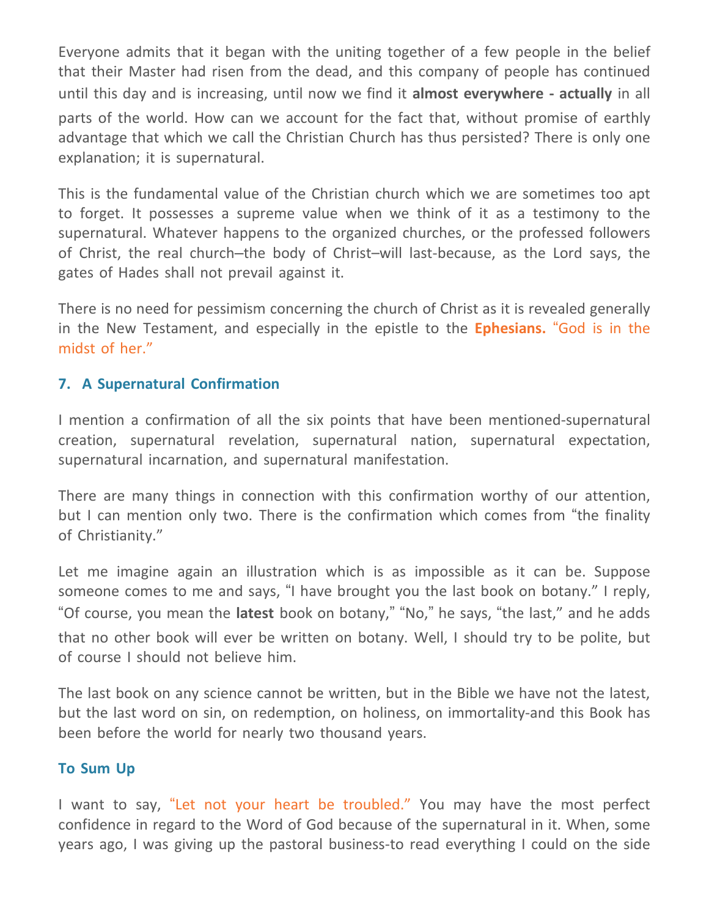Everyone admits that it began with the uniting together of a few people in the belief that their Master had risen from the dead, and this company of people has continued until this day and is increasing, until now we find it **almost everywhere - actually** in all parts of the world. How can we account for the fact that, without promise of earthly advantage that which we call the Christian Church has thus persisted? There is only one explanation; it is supernatural.

This is the fundamental value of the Christian church which we are sometimes too apt to forget. It possesses a supreme value when we think of it as a testimony to the supernatural. Whatever happens to the organized churches, or the professed followers of Christ, the real church–the body of Christ–will last-because, as the Lord says, the gates of Hades shall not prevail against it.

There is no need for pessimism concerning the church of Christ as it is revealed generally in the New Testament, and especially in the epistle to the **Ephesians.** "God is in the midst of her."

### 7. A Supernatural Confirmation

I mention a confirmation of all the six points that have been mentioned-supernatural creation, supernatural revelation, supernatural nation, supernatural expectation, supernatural incarnation, and supernatural manifestation.

There are many things in connection with this confirmation worthy of our attention, but I can mention only two. There is the confirmation which comes from "the finality of Christianity."

Let me imagine again an illustration which is as impossible as it can be. Suppose someone comes to me and says, "I have brought you the last book on botany." I reply, "Of course, you mean the **latest** book on botany," "No," he says, "the last," and he adds that no other book will ever be written on botany. Well, I should try to be polite, but of course I should not believe him.

The last book on any science cannot be written, but in the Bible we have not the latest, but the last word on sin, on redemption, on holiness, on immortality-and this Book has been before the world for nearly two thousand years.

### To Sum Up

I want to say, "Let not your heart be troubled." You may have the most perfect confidence in regard to the Word of God because of the supernatural in it. When, some years ago, I was giving up the pastoral business-to read everything I could on the side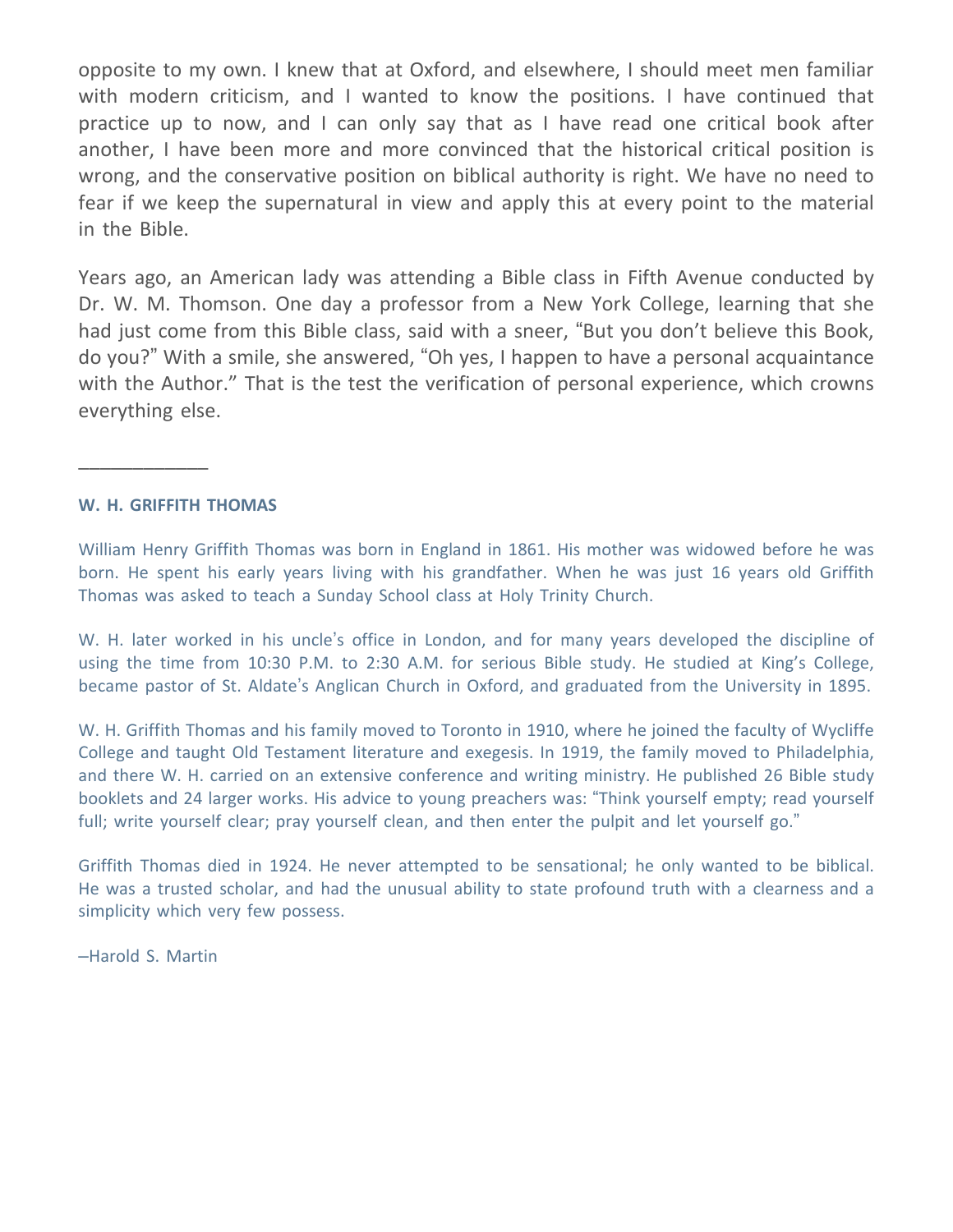opposite to my own. I knew that at Oxford, and elsewhere, I should meet men familiar with modern criticism, and I wanted to know the positions. I have continued that practice up to now, and I can only say that as I have read one critical book after another, I have been more and more convinced that the historical critical position is wrong, and the conservative position on biblical authority is right. We have no need to fear if we keep the supernatural in view and apply this at every point to the material in the Bible.

Years ago, an American lady was attending a Bible class in Fifth Avenue conducted by Dr. W. M. Thomson. One day a professor from a New York College, learning that she had just come from this Bible class, said with a sneer, “But you don’t believe this Book, do you?” With a smile, she answered, “Oh yes, I happen to have a personal acquaintance with the Author.” That is the test the verification of personal experience, which crowns everything else.

---

**W. H. GRIFFITH THOMAS**

William Henry Griffith Thomas was born in England in 1861. His mother was widowed before he was born. He spent his early years living with his grandfather. When he was just 16 years old Griffith Thomas was asked to teach a Sunday School class at Holy Trinity Church.

W. H. later worked in his uncle’s office in London, and for many years developed the discipline of using the time from 10:30 P.M. to 2:30 A.M. for serious Bible study. He studied at King’s College, became pastor of St. Aldate’s Anglican Church in Oxford, and graduated from the University in 1895.

W. H. Griffith Thomas and his family moved to Toronto in 1910, where he joined the faculty of Wycliffe College and taught Old Testament literature and exegesis. In 1919, the family moved to Philadelphia, and there W. H. carried on an extensive conference and writing ministry. He published 26 Bible study booklets and 24 larger works. His advice to young preachers was: “Think yourself empty; read yourself full; write yourself clear; pray yourself clean, and then enter the pulpit and let yourself go.”

Griffith Thomas died in 1924. He never attempted to be sensational; he only wanted to be biblical. He was a trusted scholar, and had the unusual ability to state profound truth with a clearness and a simplicity which very few possess.

–Harold S. Martin